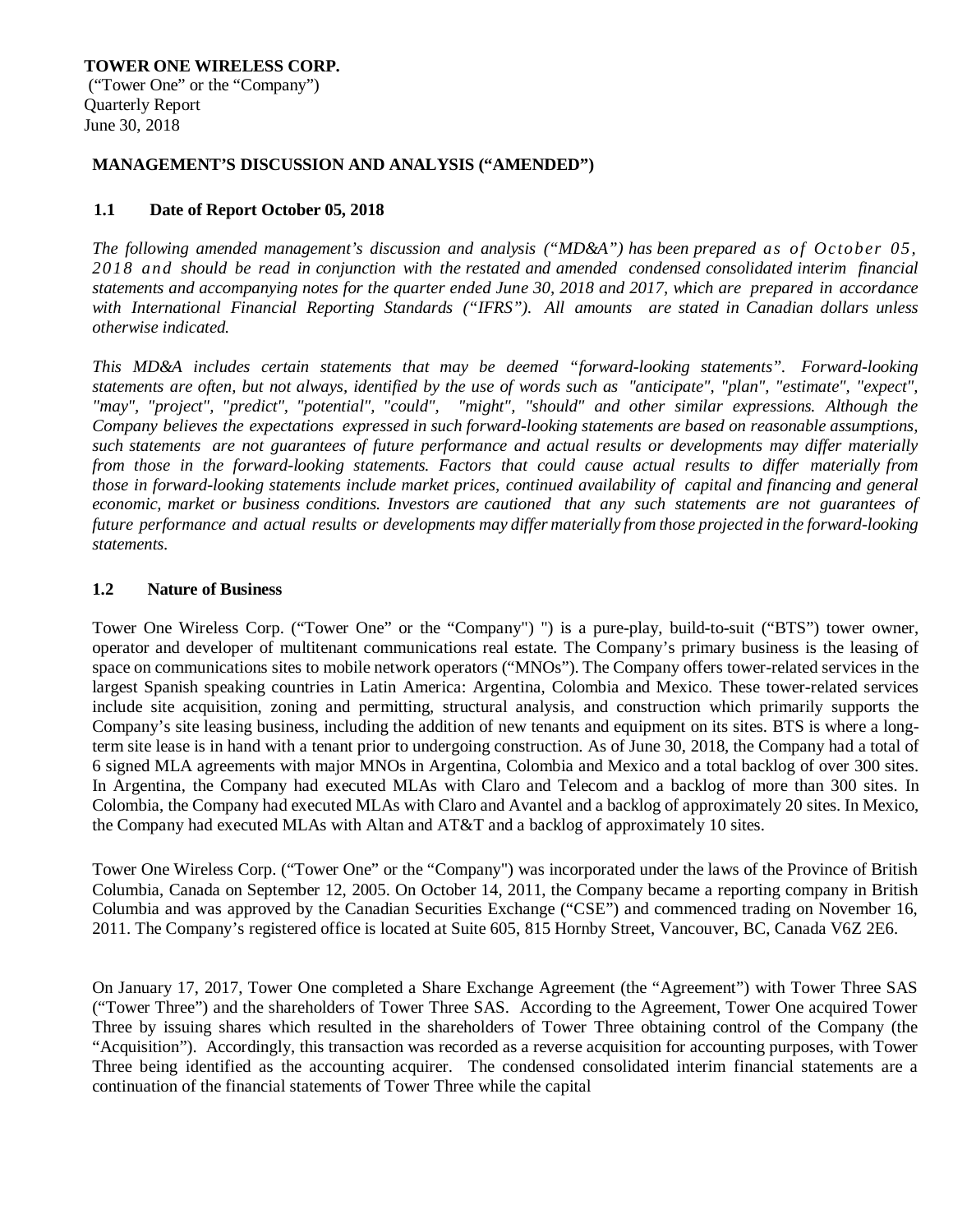**TOWER ONE WIRELESS CORP.**
("Tower One" or the "Company")
Quarterly Report
June 30, 2018

## MANAGEMENT'S DISCUSSION AND ANALYSIS ("AMENDED")

### 1.1 Date of Report October 05, 2018

*The following amended management's discussion and analysis ("MD&A") has been prepared as of October 05, 2018 and should be read in conjunction with the restated and amended condensed consolidated interim financial statements and accompanying notes for the quarter ended June 30, 2018 and 2017, which are prepared in accordance with International Financial Reporting Standards ("IFRS"). All amounts are stated in Canadian dollars unless otherwise indicated.*

*This MD&A includes certain statements that may be deemed "forward-looking statements". Forward-looking statements are often, but not always, identified by the use of words such as "anticipate", "plan", "estimate", "expect", "may", "project", "predict", "potential", "could", "might", "should" and other similar expressions. Although the Company believes the expectations expressed in such forward-looking statements are based on reasonable assumptions, such statements are not guarantees of future performance and actual results or developments may differ materially from those in the forward-looking statements. Factors that could cause actual results to differ materially from those in forward-looking statements include market prices, continued availability of capital and financing and general economic, market or business conditions. Investors are cautioned that any such statements are not guarantees of future performance and actual results or developments may differ materially from those projected in the forward-looking statements.*

### 1.2 Nature of Business

Tower One Wireless Corp. ("Tower One" or the "Company") ") is a pure-play, build-to-suit ("BTS") tower owner, operator and developer of multitenant communications real estate. The Company's primary business is the leasing of space on communications sites to mobile network operators ("MNOs"). The Company offers tower-related services in the largest Spanish speaking countries in Latin America: Argentina, Colombia and Mexico. These tower-related services include site acquisition, zoning and permitting, structural analysis, and construction which primarily supports the Company's site leasing business, including the addition of new tenants and equipment on its sites. BTS is where a long-term site lease is in hand with a tenant prior to undergoing construction. As of June 30, 2018, the Company had a total of 6 signed MLA agreements with major MNOs in Argentina, Colombia and Mexico and a total backlog of over 300 sites. In Argentina, the Company had executed MLAs with Claro and Telecom and a backlog of more than 300 sites. In Colombia, the Company had executed MLAs with Claro and Avantel and a backlog of approximately 20 sites. In Mexico, the Company had executed MLAs with Altan and AT&T and a backlog of approximately 10 sites.

Tower One Wireless Corp. ("Tower One" or the "Company") was incorporated under the laws of the Province of British Columbia, Canada on September 12, 2005. On October 14, 2011, the Company became a reporting company in British Columbia and was approved by the Canadian Securities Exchange ("CSE") and commenced trading on November 16, 2011. The Company's registered office is located at Suite 605, 815 Hornby Street, Vancouver, BC, Canada V6Z 2E6.

On January 17, 2017, Tower One completed a Share Exchange Agreement (the "Agreement") with Tower Three SAS ("Tower Three") and the shareholders of Tower Three SAS. According to the Agreement, Tower One acquired Tower Three by issuing shares which resulted in the shareholders of Tower Three obtaining control of the Company (the "Acquisition"). Accordingly, this transaction was recorded as a reverse acquisition for accounting purposes, with Tower Three being identified as the accounting acquirer. The condensed consolidated interim financial statements are a continuation of the financial statements of Tower Three while the capital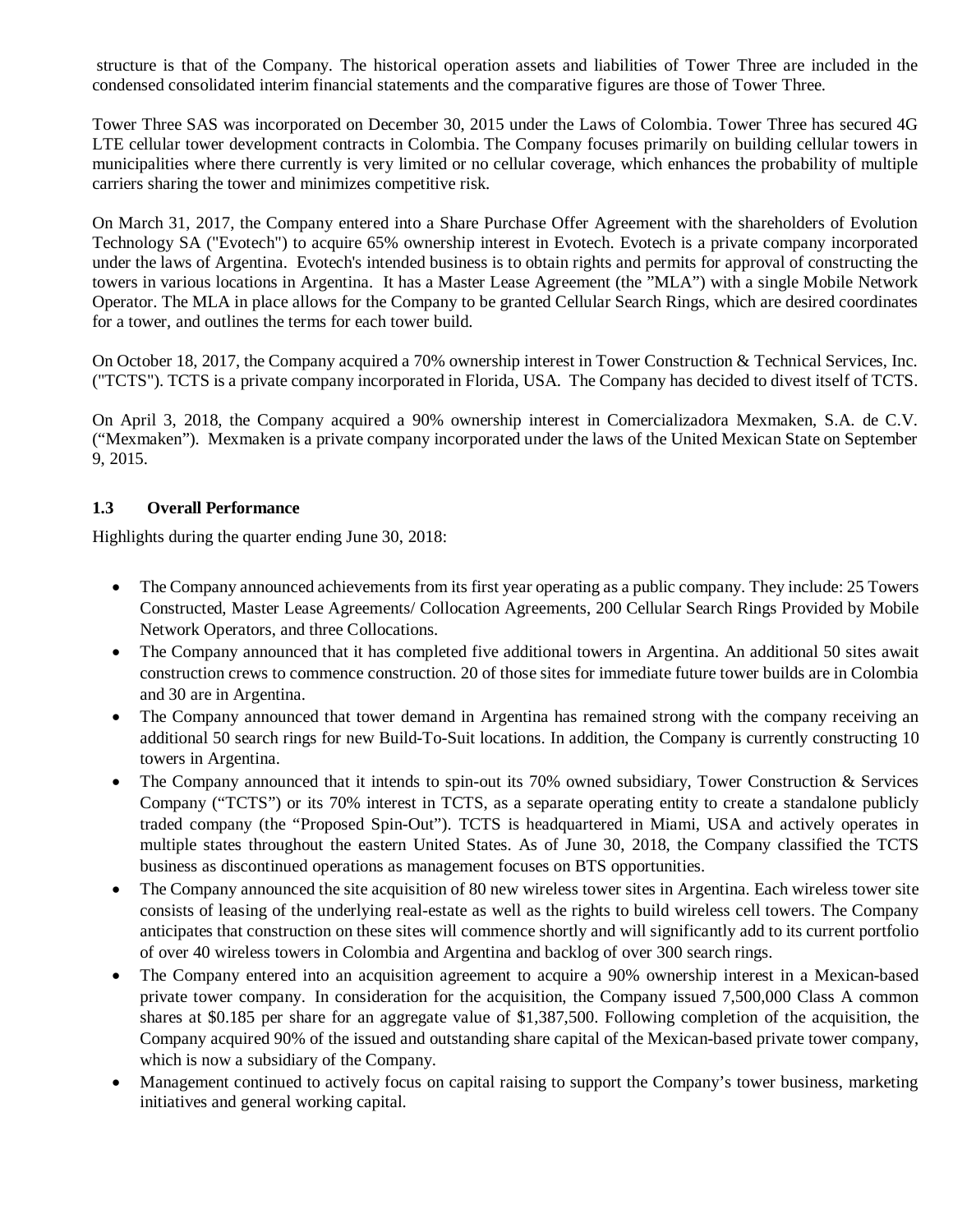structure is that of the Company. The historical operation assets and liabilities of Tower Three are included in the condensed consolidated interim financial statements and the comparative figures are those of Tower Three.

Tower Three SAS was incorporated on December 30, 2015 under the Laws of Colombia. Tower Three has secured 4G LTE cellular tower development contracts in Colombia. The Company focuses primarily on building cellular towers in municipalities where there currently is very limited or no cellular coverage, which enhances the probability of multiple carriers sharing the tower and minimizes competitive risk.

On March 31, 2017, the Company entered into a Share Purchase Offer Agreement with the shareholders of Evolution Technology SA ("Evotech") to acquire 65% ownership interest in Evotech. Evotech is a private company incorporated under the laws of Argentina. Evotech's intended business is to obtain rights and permits for approval of constructing the towers in various locations in Argentina. It has a Master Lease Agreement (the "MLA") with a single Mobile Network Operator. The MLA in place allows for the Company to be granted Cellular Search Rings, which are desired coordinates for a tower, and outlines the terms for each tower build.

On October 18, 2017, the Company acquired a 70% ownership interest in Tower Construction & Technical Services, Inc. ("TCTS"). TCTS is a private company incorporated in Florida, USA. The Company has decided to divest itself of TCTS.

On April 3, 2018, the Company acquired a 90% ownership interest in Comercializadora Mexmaken, S.A. de C.V. ("Mexmaken"). Mexmaken is a private company incorporated under the laws of the United Mexican State on September 9, 2015.

## 1.3 Overall Performance

Highlights during the quarter ending June 30, 2018:

- The Company announced achievements from its first year operating as a public company. They include: 25 Towers Constructed, Master Lease Agreements/ Collocation Agreements, 200 Cellular Search Rings Provided by Mobile Network Operators, and three Collocations.
- The Company announced that it has completed five additional towers in Argentina. An additional 50 sites await construction crews to commence construction. 20 of those sites for immediate future tower builds are in Colombia and 30 are in Argentina.
- The Company announced that tower demand in Argentina has remained strong with the company receiving an additional 50 search rings for new Build-To-Suit locations. In addition, the Company is currently constructing 10 towers in Argentina.
- The Company announced that it intends to spin-out its 70% owned subsidiary, Tower Construction & Services Company ("TCTS") or its 70% interest in TCTS, as a separate operating entity to create a standalone publicly traded company (the "Proposed Spin-Out"). TCTS is headquartered in Miami, USA and actively operates in multiple states throughout the eastern United States. As of June 30, 2018, the Company classified the TCTS business as discontinued operations as management focuses on BTS opportunities.
- The Company announced the site acquisition of 80 new wireless tower sites in Argentina. Each wireless tower site consists of leasing of the underlying real-estate as well as the rights to build wireless cell towers. The Company anticipates that construction on these sites will commence shortly and will significantly add to its current portfolio of over 40 wireless towers in Colombia and Argentina and backlog of over 300 search rings.
- The Company entered into an acquisition agreement to acquire a 90% ownership interest in a Mexican-based private tower company. In consideration for the acquisition, the Company issued 7,500,000 Class A common shares at $0.185 per share for an aggregate value of $1,387,500. Following completion of the acquisition, the Company acquired 90% of the issued and outstanding share capital of the Mexican-based private tower company, which is now a subsidiary of the Company.
- Management continued to actively focus on capital raising to support the Company's tower business, marketing initiatives and general working capital.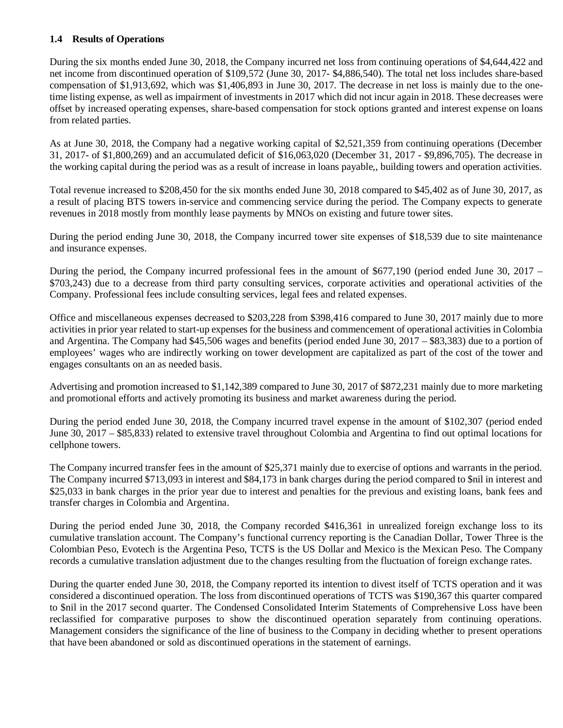### 1.4 Results of Operations

During the six months ended June 30, 2018, the Company incurred net loss from continuing operations of $4,644,422 and net income from discontinued operation of $109,572 (June 30, 2017- $4,886,540). The total net loss includes share-based compensation of $1,913,692, which was $1,406,893 in June 30, 2017. The decrease in net loss is mainly due to the one-time listing expense, as well as impairment of investments in 2017 which did not incur again in 2018. These decreases were offset by increased operating expenses, share-based compensation for stock options granted and interest expense on loans from related parties.

As at June 30, 2018, the Company had a negative working capital of $2,521,359 from continuing operations (December 31, 2017- of $1,800,269) and an accumulated deficit of $16,063,020 (December 31, 2017 - $9,896,705). The decrease in the working capital during the period was as a result of increase in loans payable,, building towers and operation activities.

Total revenue increased to $208,450 for the six months ended June 30, 2018 compared to $45,402 as of June 30, 2017, as a result of placing BTS towers in-service and commencing service during the period. The Company expects to generate revenues in 2018 mostly from monthly lease payments by MNOs on existing and future tower sites.

During the period ending June 30, 2018, the Company incurred tower site expenses of $18,539 due to site maintenance and insurance expenses.

During the period, the Company incurred professional fees in the amount of $677,190 (period ended June 30, 2017 – $703,243) due to a decrease from third party consulting services, corporate activities and operational activities of the Company. Professional fees include consulting services, legal fees and related expenses.

Office and miscellaneous expenses decreased to $203,228 from $398,416 compared to June 30, 2017 mainly due to more activities in prior year related to start-up expenses for the business and commencement of operational activities in Colombia and Argentina. The Company had $45,506 wages and benefits (period ended June 30, 2017 – $83,383) due to a portion of employees' wages who are indirectly working on tower development are capitalized as part of the cost of the tower and engages consultants on an as needed basis.

Advertising and promotion increased to $1,142,389 compared to June 30, 2017 of $872,231 mainly due to more marketing and promotional efforts and actively promoting its business and market awareness during the period.

During the period ended June 30, 2018, the Company incurred travel expense in the amount of $102,307 (period ended June 30, 2017 – $85,833) related to extensive travel throughout Colombia and Argentina to find out optimal locations for cellphone towers.

The Company incurred transfer fees in the amount of $25,371 mainly due to exercise of options and warrants in the period. The Company incurred $713,093 in interest and $84,173 in bank charges during the period compared to $nil in interest and $25,033 in bank charges in the prior year due to interest and penalties for the previous and existing loans, bank fees and transfer charges in Colombia and Argentina.

During the period ended June 30, 2018, the Company recorded $416,361 in unrealized foreign exchange loss to its cumulative translation account. The Company's functional currency reporting is the Canadian Dollar, Tower Three is the Colombian Peso, Evotech is the Argentina Peso, TCTS is the US Dollar and Mexico is the Mexican Peso. The Company records a cumulative translation adjustment due to the changes resulting from the fluctuation of foreign exchange rates.

During the quarter ended June 30, 2018, the Company reported its intention to divest itself of TCTS operation and it was considered a discontinued operation. The loss from discontinued operations of TCTS was $190,367 this quarter compared to $nil in the 2017 second quarter. The Condensed Consolidated Interim Statements of Comprehensive Loss have been reclassified for comparative purposes to show the discontinued operation separately from continuing operations. Management considers the significance of the line of business to the Company in deciding whether to present operations that have been abandoned or sold as discontinued operations in the statement of earnings.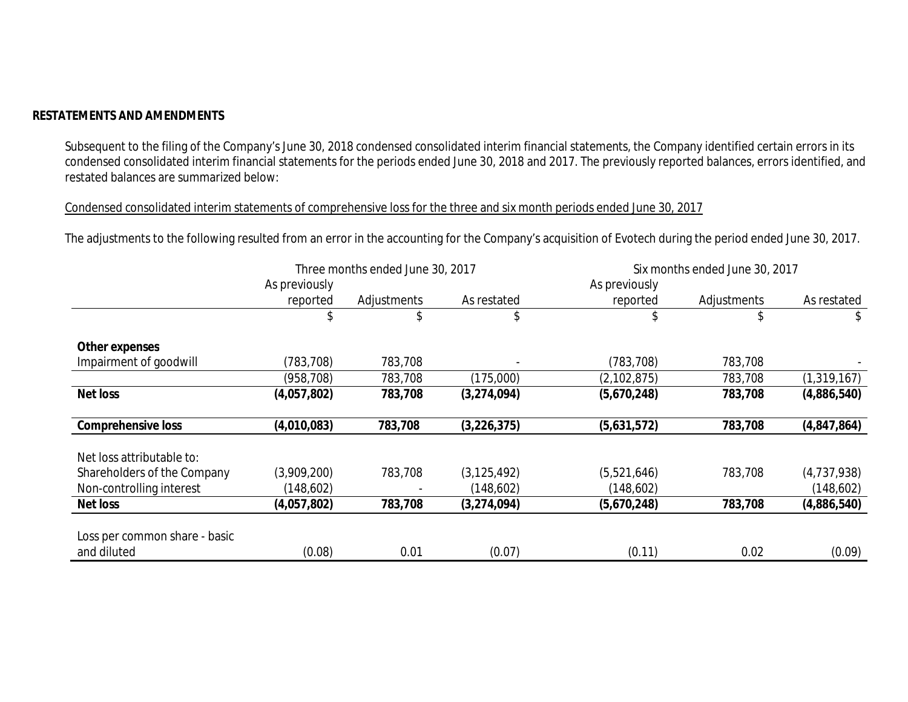**RESTATEMENTS AND AMENDMENTS**

Subsequent to the filing of the Company's June 30, 2018 condensed consolidated interim financial statements, the Company identified certain errors in its condensed consolidated interim financial statements for the periods ended June 30, 2018 and 2017. The previously reported balances, errors identified, and restated balances are summarized below:

Condensed consolidated interim statements of comprehensive loss for the three and six month periods ended June 30, 2017

The adjustments to the following resulted from an error in the accounting for the Company's acquisition of Evotech during the period ended June 30, 2017.

| | Three months ended June 30, 2017 | | | Six months ended June 30, 2017 | | |
|---|---|---|---|---|---|---|
| | As previously reported | Adjustments | As restated | As previously reported | Adjustments | As restated |
| | $ | $ | $ | $ | $ | $ |
| **Other expenses** | | | | | | |
| Impairment of goodwill | (783,708) | 783,708 | - | (783,708) | 783,708 | - |
| | (958,708) | 783,708 | (175,000) | (2,102,875) | 783,708 | (1,319,167) |
| **Net loss** | **(4,057,802)** | **783,708** | **(3,274,094)** | **(5,670,248)** | **783,708** | **(4,886,540)** |
| **Comprehensive loss** | **(4,010,083)** | **783,708** | **(3,226,375)** | **(5,631,572)** | **783,708** | **(4,847,864)** |
| Net loss attributable to: | | | | | | |
| Shareholders of the Company | (3,909,200) | 783,708 | (3,125,492) | (5,521,646) | 783,708 | (4,737,938) |
| Non-controlling interest | (148,602) | - | (148,602) | (148,602) | | (148,602) |
| **Net loss** | **(4,057,802)** | **783,708** | **(3,274,094)** | **(5,670,248)** | **783,708** | **(4,886,540)** |
| Loss per common share - basic and diluted | (0.08) | 0.01 | (0.07) | (0.11) | 0.02 | (0.09) |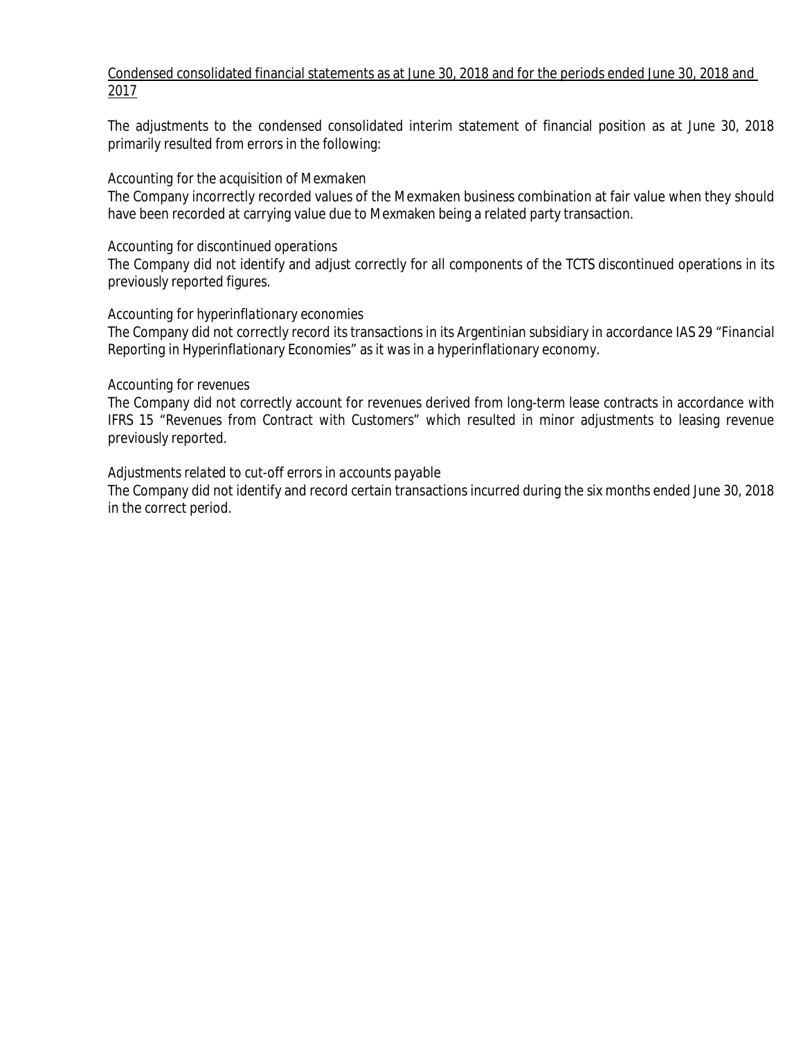Condensed consolidated financial statements as at June 30, 2018 and for the periods ended June 30, 2018 and 2017

The adjustments to the condensed consolidated interim statement of financial position as at June 30, 2018 primarily resulted from errors in the following:

*Accounting for the acquisition of Mexmaken*

The Company incorrectly recorded values of the Mexmaken business combination at fair value when they should have been recorded at carrying value due to Mexmaken being a related party transaction.

*Accounting for discontinued operations*

The Company did not identify and adjust correctly for all components of the TCTS discontinued operations in its previously reported figures.

*Accounting for hyperinflationary economies*

The Company did not correctly record its transactions in its Argentinian subsidiary in accordance IAS 29 "Financial Reporting in Hyperinflationary Economies" as it was in a hyperinflationary economy.

*Accounting for revenues*

The Company did not correctly account for revenues derived from long-term lease contracts in accordance with IFRS 15 "Revenues from Contract with Customers" which resulted in minor adjustments to leasing revenue previously reported.

*Adjustments related to cut-off errors in accounts payable*

The Company did not identify and record certain transactions incurred during the six months ended June 30, 2018 in the correct period.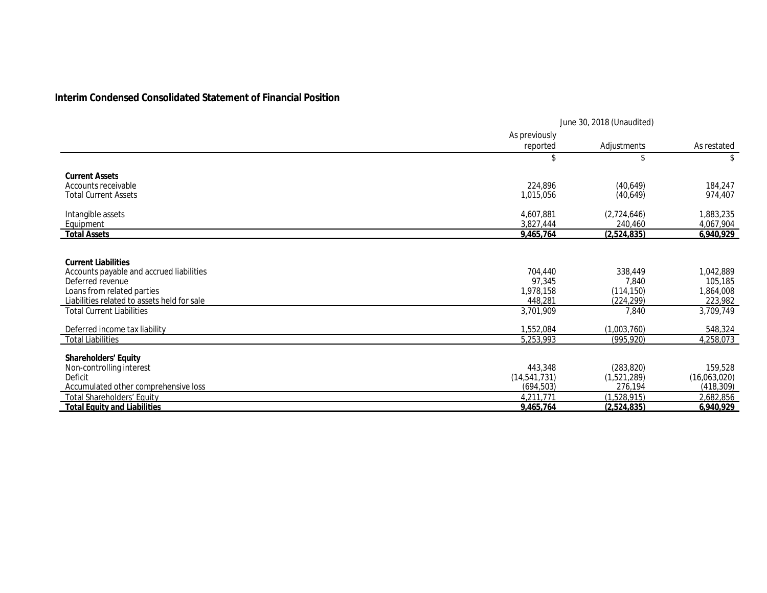## Interim Condensed Consolidated Statement of Financial Position

| | June 30, 2018 (Unaudited) | | |
|---|---|---|---|
| | As previously reported | Adjustments | As restated |
| | $ | $ | $ |
| **Current Assets** | | | |
| Accounts receivable | 224,896 | (40,649) | 184,247 |
| Total Current Assets | 1,015,056 | (40,649) | 974,407 |
| Intangible assets | 4,607,881 | (2,724,646) | 1,883,235 |
| Equipment | 3,827,444 | 240,460 | 4,067,904 |
| **Total Assets** | **9,465,764** | **(2,524,835)** | **6,940,929** |
| **Current Liabilities** | | | |
| Accounts payable and accrued liabilities | 704,440 | 338,449 | 1,042,889 |
| Deferred revenue | 97,345 | 7,840 | 105,185 |
| Loans from related parties | 1,978,158 | (114,150) | 1,864,008 |
| Liabilities related to assets held for sale | 448,281 | (224,299) | 223,982 |
| Total Current Liabilities | 3,701,909 | 7,840 | 3,709,749 |
| Deferred income tax liability | 1,552,084 | (1,003,760) | 548,324 |
| Total Liabilities | 5,253,993 | (995,920) | 4,258,073 |
| **Shareholders' Equity** | | | |
| Non-controlling interest | 443,348 | (283,820) | 159,528 |
| Deficit | (14,541,731) | (1,521,289) | (16,063,020) |
| Accumulated other comprehensive loss | (694,503) | 276,194 | (418,309) |
| Total Shareholders' Equity | 4,211,771 | (1,528,915) | 2,682,856 |
| **Total Equity and Liabilities** | **9,465,764** | **(2,524,835)** | **6,940,929** |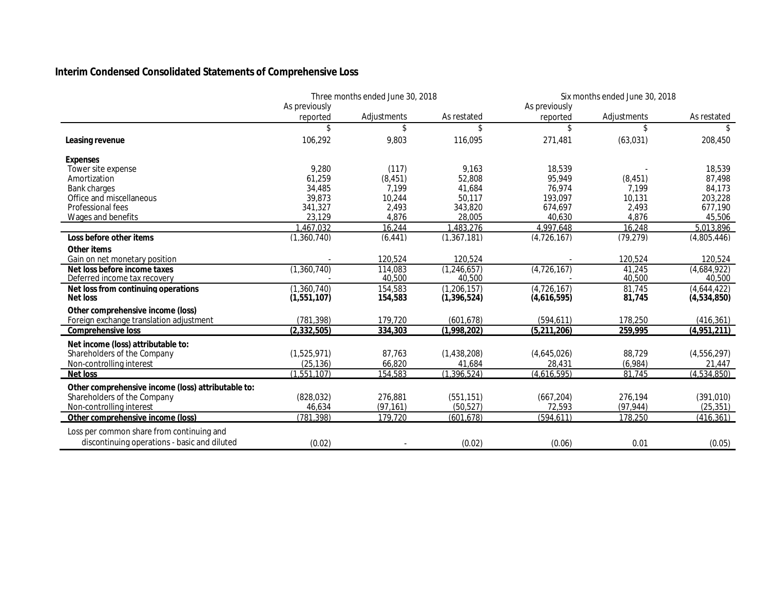## Interim Condensed Consolidated Statements of Comprehensive Loss

| | Three months ended June 30, 2018 | | | Six months ended June 30, 2018 | | |
|---|---|---|---|---|---|---|
| | As previously reported | Adjustments | As restated | As previously reported | Adjustments | As restated |
| | $ | $ | $ | $ | $ | $ |
| **Leasing revenue** | 106,292 | 9,803 | 116,095 | 271,481 | (63,031) | 208,450 |
| **Expenses** | | | | | | |
| Tower site expense | 9,280 | (117) | 9,163 | 18,539 | - | 18,539 |
| Amortization | 61,259 | (8,451) | 52,808 | 95,949 | (8,451) | 87,498 |
| Bank charges | 34,485 | 7,199 | 41,684 | 76,974 | 7,199 | 84,173 |
| Office and miscellaneous | 39,873 | 10,244 | 50,117 | 193,097 | 10,131 | 203,228 |
| Professional fees | 341,327 | 2,493 | 343,820 | 674,697 | 2,493 | 677,190 |
| Wages and benefits | 23,129 | 4,876 | 28,005 | 40,630 | 4,876 | 45,506 |
| | 1,467,032 | 16,244 | 1,483,276 | 4,997,648 | 16,248 | 5,013,896 |
| **Loss before other items** | (1,360,740) | (6,441) | (1,367,181) | (4,726,167) | (79,279) | (4,805,446) |
| **Other items** | | | | | | |
| Gain on net monetary position | - | 120,524 | 120,524 | - | 120,524 | 120,524 |
| **Net loss before income taxes** | (1,360,740) | 114,083 | (1,246,657) | (4,726,167) | 41,245 | (4,684,922) |
| Deferred income tax recovery | - | 40,500 | 40,500 | - | 40,500 | 40,500 |
| **Net loss from continuing operations** | (1,360,740) | 154,583 | (1,206,157) | (4,726,167) | 81,745 | (4,644,422) |
| **Net loss** | **(1,551,107)** | **154,583** | **(1,396,524)** | **(4,616,595)** | **81,745** | **(4,534,850)** |
| **Other comprehensive income (loss)** | | | | | | |
| Foreign exchange translation adjustment | (781,398) | 179,720 | (601,678) | (594,611) | 178,250 | (416,361) |
| **Comprehensive loss** | **(2,332,505)** | **334,303** | **(1,998,202)** | **(5,211,206)** | **259,995** | **(4,951,211)** |
| **Net income (loss) attributable to:** | | | | | | |
| Shareholders of the Company | (1,525,971) | 87,763 | (1,438,208) | (4,645,026) | 88,729 | (4,556,297) |
| Non-controlling interest | (25,136) | 66,820 | 41,684 | 28,431 | (6,984) | 21,447 |
| **Net loss** | (1,551,107) | 154,583 | (1,396,524) | (4,616,595) | 81,745 | (4,534,850) |
| **Other comprehensive income (loss) attributable to:** | | | | | | |
| Shareholders of the Company | (828,032) | 276,881 | (551,151) | (667,204) | 276,194 | (391,010) |
| Non-controlling interest | 46,634 | (97,161) | (50,527) | 72,593 | (97,944) | (25,351) |
| **Other comprehensive income (loss)** | (781,398) | 179,720 | (601,678) | (594,611) | 178,250 | (416,361) |
| Loss per common share from continuing and discontinuing operations - basic and diluted | (0.02) | - | (0.02) | (0.06) | 0.01 | (0.05) |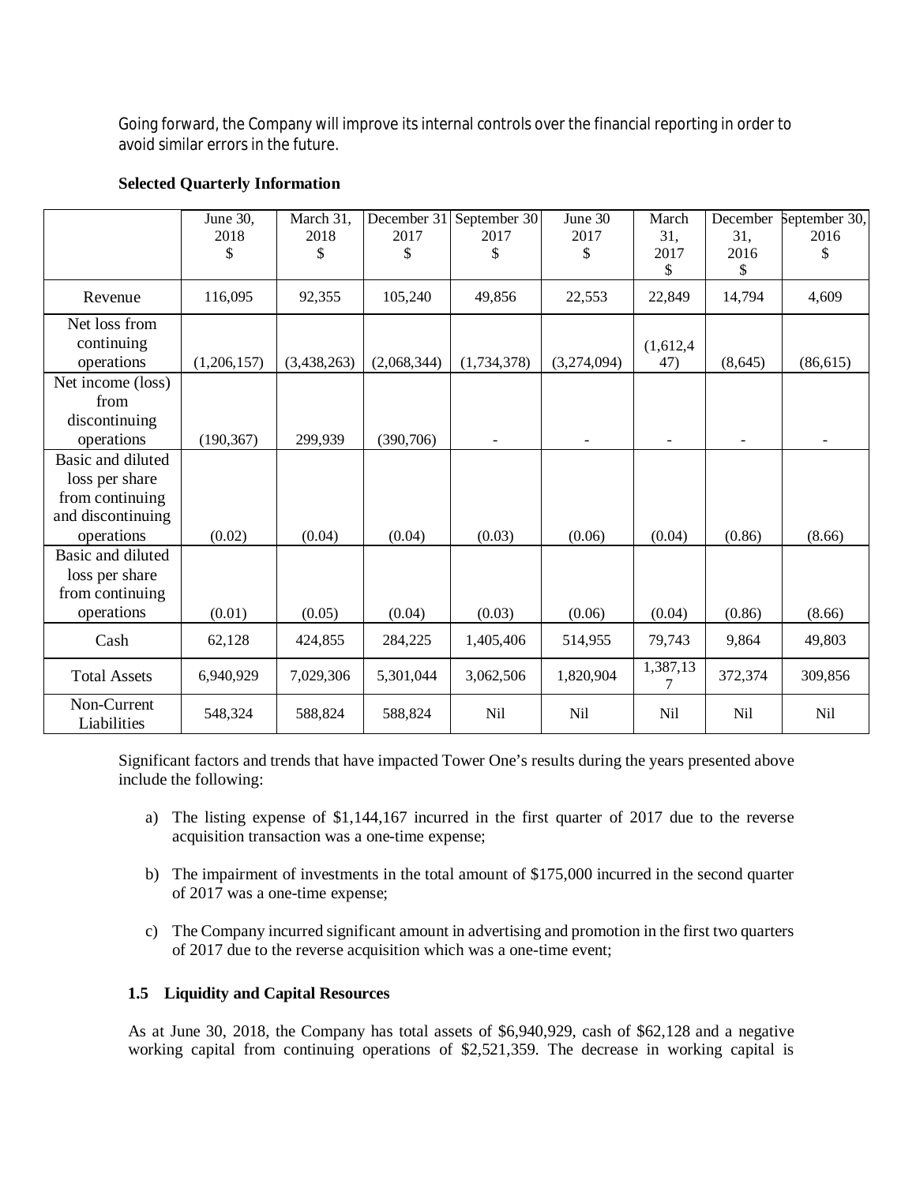Going forward, the Company will improve its internal controls over the financial reporting in order to avoid similar errors in the future.

**Selected Quarterly Information**

| | June 30, 2018 $ | March 31, 2018 $ | December 31 2017 $ | September 30 2017 $ | June 30 2017 $ | March 31, 2017 $ | December 31, 2016 $ | September 30, 2016 $ |
|---|---|---|---|---|---|---|---|---|
| Revenue | 116,095 | 92,355 | 105,240 | 49,856 | 22,553 | 22,849 | 14,794 | 4,609 |
| Net loss from continuing operations | (1,206,157) | (3,438,263) | (2,068,344) | (1,734,378) | (3,274,094) | (1,612,447) | (8,645) | (86,615) |
| Net income (loss) from discontinuing operations | (190,367) | 299,939 | (390,706) | - | - | - | - | - |
| Basic and diluted loss per share from continuing and discontinuing operations | (0.02) | (0.04) | (0.04) | (0.03) | (0.06) | (0.04) | (0.86) | (8.66) |
| Basic and diluted loss per share from continuing operations | (0.01) | (0.05) | (0.04) | (0.03) | (0.06) | (0.04) | (0.86) | (8.66) |
| Cash | 62,128 | 424,855 | 284,225 | 1,405,406 | 514,955 | 79,743 | 9,864 | 49,803 |
| Total Assets | 6,940,929 | 7,029,306 | 5,301,044 | 3,062,506 | 1,820,904 | 1,387,137 | 372,374 | 309,856 |
| Non-Current Liabilities | 548,324 | 588,824 | 588,824 | Nil | Nil | Nil | Nil | Nil |

Significant factors and trends that have impacted Tower One's results during the years presented above include the following:

a) The listing expense of $1,144,167 incurred in the first quarter of 2017 due to the reverse acquisition transaction was a one-time expense;

b) The impairment of investments in the total amount of $175,000 incurred in the second quarter of 2017 was a one-time expense;

c) The Company incurred significant amount in advertising and promotion in the first two quarters of 2017 due to the reverse acquisition which was a one-time event;

### 1.5 Liquidity and Capital Resources

As at June 30, 2018, the Company has total assets of $6,940,929, cash of $62,128 and a negative working capital from continuing operations of $2,521,359. The decrease in working capital is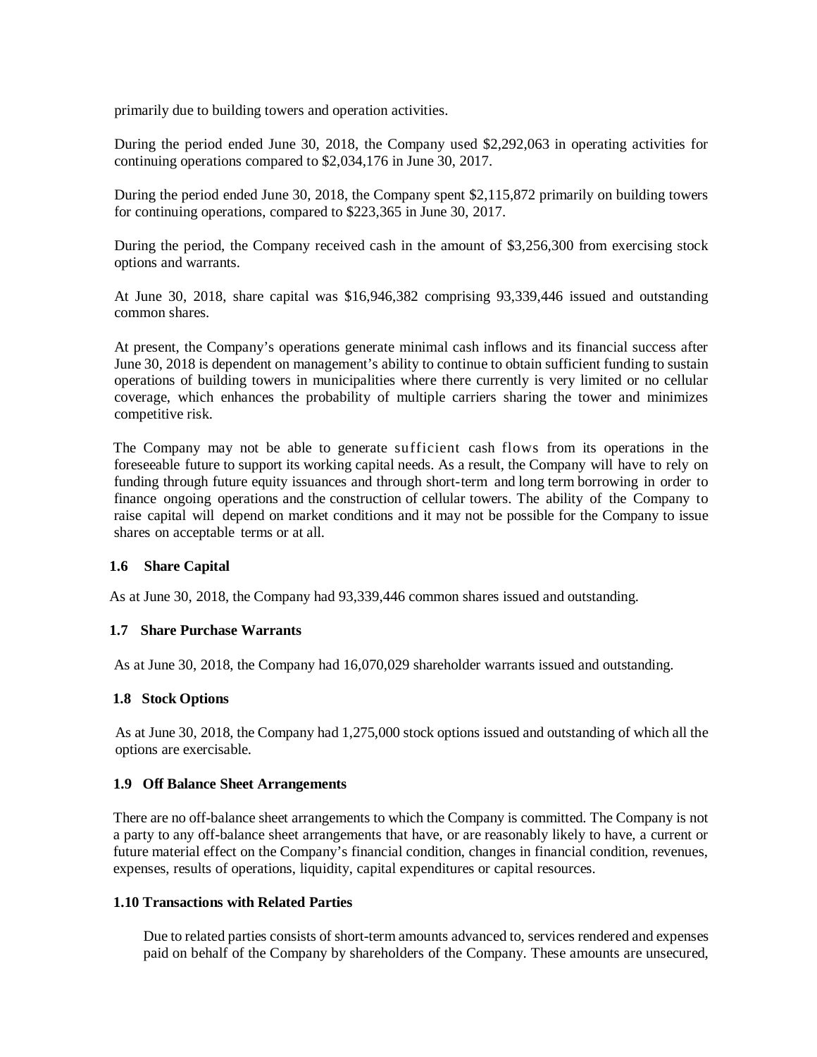primarily due to building towers and operation activities.

During the period ended June 30, 2018, the Company used $2,292,063 in operating activities for continuing operations compared to $2,034,176 in June 30, 2017.

During the period ended June 30, 2018, the Company spent $2,115,872 primarily on building towers for continuing operations, compared to $223,365 in June 30, 2017.

During the period, the Company received cash in the amount of $3,256,300 from exercising stock options and warrants.

At June 30, 2018, share capital was $16,946,382 comprising 93,339,446 issued and outstanding common shares.

At present, the Company's operations generate minimal cash inflows and its financial success after June 30, 2018 is dependent on management's ability to continue to obtain sufficient funding to sustain operations of building towers in municipalities where there currently is very limited or no cellular coverage, which enhances the probability of multiple carriers sharing the tower and minimizes competitive risk.

The Company may not be able to generate sufficient cash flows from its operations in the foreseeable future to support its working capital needs. As a result, the Company will have to rely on funding through future equity issuances and through short-term and long term borrowing in order to finance ongoing operations and the construction of cellular towers. The ability of the Company to raise capital will depend on market conditions and it may not be possible for the Company to issue shares on acceptable terms or at all.

### 1.6 Share Capital

As at June 30, 2018, the Company had 93,339,446 common shares issued and outstanding.

### 1.7 Share Purchase Warrants

As at June 30, 2018, the Company had 16,070,029 shareholder warrants issued and outstanding.

### 1.8 Stock Options

As at June 30, 2018, the Company had 1,275,000 stock options issued and outstanding of which all the options are exercisable.

### 1.9 Off Balance Sheet Arrangements

There are no off-balance sheet arrangements to which the Company is committed. The Company is not a party to any off-balance sheet arrangements that have, or are reasonably likely to have, a current or future material effect on the Company's financial condition, changes in financial condition, revenues, expenses, results of operations, liquidity, capital expenditures or capital resources.

### 1.10 Transactions with Related Parties

Due to related parties consists of short-term amounts advanced to, services rendered and expenses paid on behalf of the Company by shareholders of the Company. These amounts are unsecured,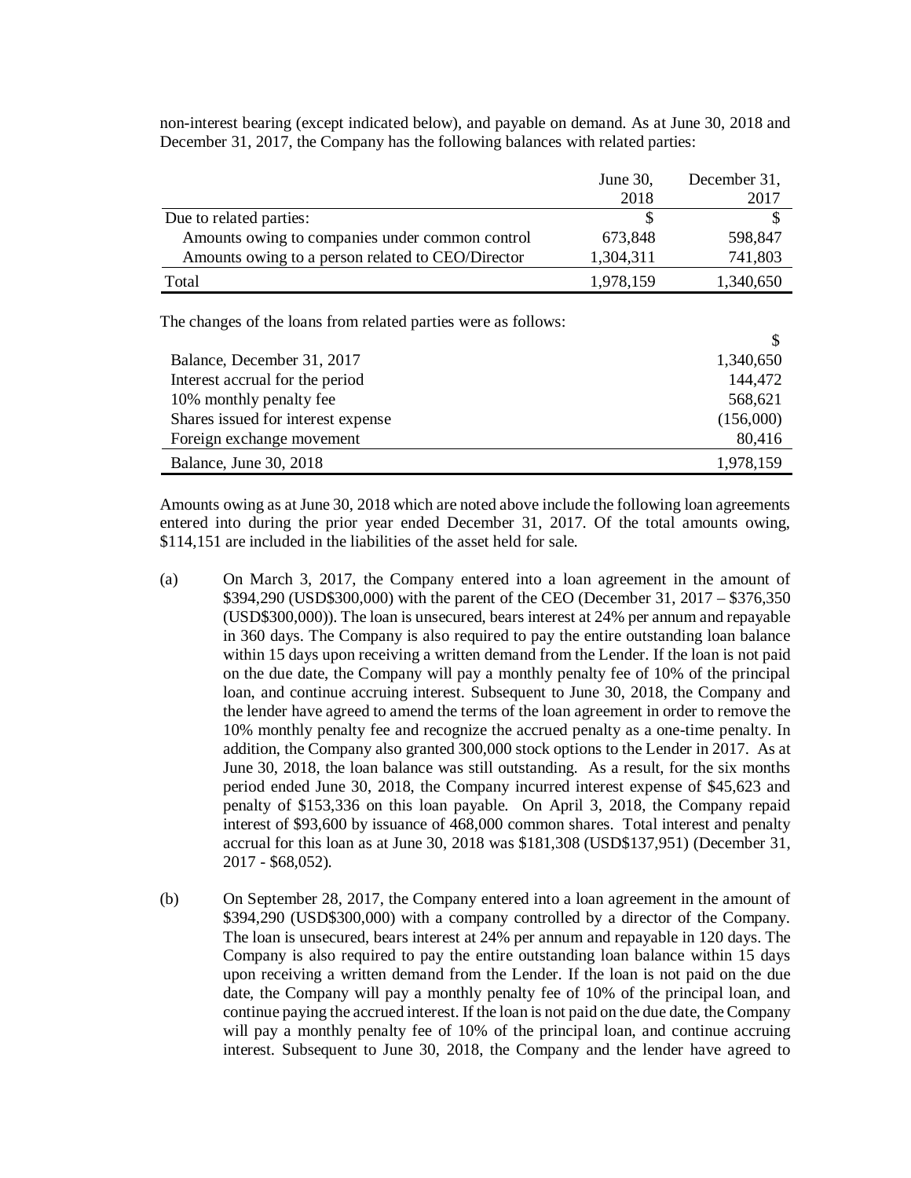non-interest bearing (except indicated below), and payable on demand. As at June 30, 2018 and December 31, 2017, the Company has the following balances with related parties:

| | June 30, 2018 | December 31, 2017 |
|---|---|---|
| Due to related parties: | $ | $ |
| Amounts owing to companies under common control | 673,848 | 598,847 |
| Amounts owing to a person related to CEO/Director | 1,304,311 | 741,803 |
| Total | 1,978,159 | 1,340,650 |

The changes of the loans from related parties were as follows:

| | $ |
|---|---|
| Balance, December 31, 2017 | 1,340,650 |
| Interest accrual for the period | 144,472 |
| 10% monthly penalty fee | 568,621 |
| Shares issued for interest expense | (156,000) |
| Foreign exchange movement | 80,416 |
| Balance, June 30, 2018 | 1,978,159 |

Amounts owing as at June 30, 2018 which are noted above include the following loan agreements entered into during the prior year ended December 31, 2017. Of the total amounts owing, $114,151 are included in the liabilities of the asset held for sale.

(a) On March 3, 2017, the Company entered into a loan agreement in the amount of $394,290 (USD$300,000) with the parent of the CEO (December 31, 2017 – $376,350 (USD$300,000)). The loan is unsecured, bears interest at 24% per annum and repayable in 360 days. The Company is also required to pay the entire outstanding loan balance within 15 days upon receiving a written demand from the Lender. If the loan is not paid on the due date, the Company will pay a monthly penalty fee of 10% of the principal loan, and continue accruing interest. Subsequent to June 30, 2018, the Company and the lender have agreed to amend the terms of the loan agreement in order to remove the 10% monthly penalty fee and recognize the accrued penalty as a one-time penalty. In addition, the Company also granted 300,000 stock options to the Lender in 2017. As at June 30, 2018, the loan balance was still outstanding. As a result, for the six months period ended June 30, 2018, the Company incurred interest expense of $45,623 and penalty of $153,336 on this loan payable. On April 3, 2018, the Company repaid interest of $93,600 by issuance of 468,000 common shares. Total interest and penalty accrual for this loan as at June 30, 2018 was $181,308 (USD$137,951) (December 31, 2017 - $68,052).

(b) On September 28, 2017, the Company entered into a loan agreement in the amount of $394,290 (USD$300,000) with a company controlled by a director of the Company. The loan is unsecured, bears interest at 24% per annum and repayable in 120 days. The Company is also required to pay the entire outstanding loan balance within 15 days upon receiving a written demand from the Lender. If the loan is not paid on the due date, the Company will pay a monthly penalty fee of 10% of the principal loan, and continue paying the accrued interest. If the loan is not paid on the due date, the Company will pay a monthly penalty fee of 10% of the principal loan, and continue accruing interest. Subsequent to June 30, 2018, the Company and the lender have agreed to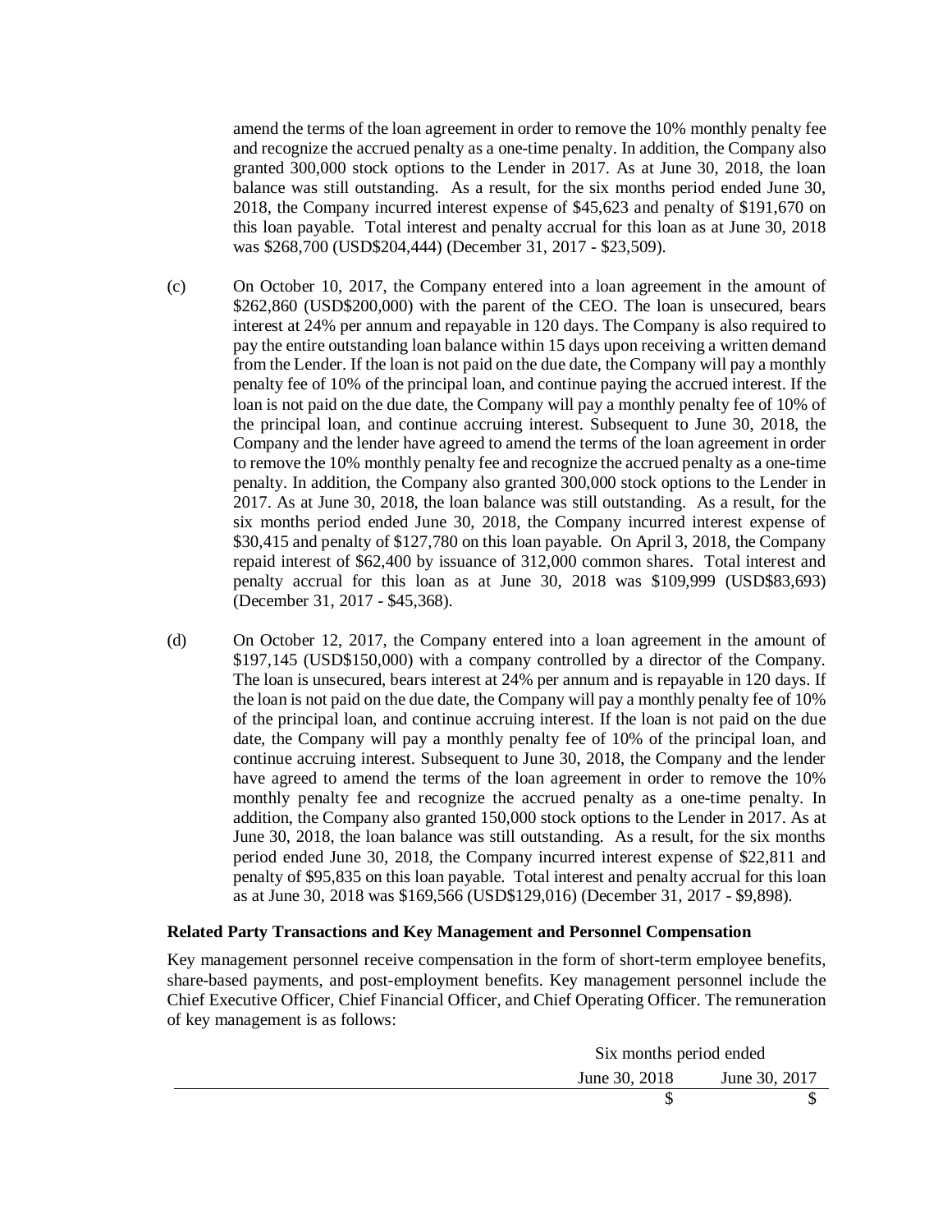amend the terms of the loan agreement in order to remove the 10% monthly penalty fee and recognize the accrued penalty as a one-time penalty. In addition, the Company also granted 300,000 stock options to the Lender in 2017. As at June 30, 2018, the loan balance was still outstanding. As a result, for the six months period ended June 30, 2018, the Company incurred interest expense of $45,623 and penalty of $191,670 on this loan payable. Total interest and penalty accrual for this loan as at June 30, 2018 was $268,700 (USD$204,444) (December 31, 2017 - $23,509).

(c) On October 10, 2017, the Company entered into a loan agreement in the amount of $262,860 (USD$200,000) with the parent of the CEO. The loan is unsecured, bears interest at 24% per annum and repayable in 120 days. The Company is also required to pay the entire outstanding loan balance within 15 days upon receiving a written demand from the Lender. If the loan is not paid on the due date, the Company will pay a monthly penalty fee of 10% of the principal loan, and continue paying the accrued interest. If the loan is not paid on the due date, the Company will pay a monthly penalty fee of 10% of the principal loan, and continue accruing interest. Subsequent to June 30, 2018, the Company and the lender have agreed to amend the terms of the loan agreement in order to remove the 10% monthly penalty fee and recognize the accrued penalty as a one-time penalty. In addition, the Company also granted 300,000 stock options to the Lender in 2017. As at June 30, 2018, the loan balance was still outstanding. As a result, for the six months period ended June 30, 2018, the Company incurred interest expense of $30,415 and penalty of $127,780 on this loan payable. On April 3, 2018, the Company repaid interest of $62,400 by issuance of 312,000 common shares. Total interest and penalty accrual for this loan as at June 30, 2018 was $109,999 (USD$83,693) (December 31, 2017 - $45,368).

(d) On October 12, 2017, the Company entered into a loan agreement in the amount of $197,145 (USD$150,000) with a company controlled by a director of the Company. The loan is unsecured, bears interest at 24% per annum and is repayable in 120 days. If the loan is not paid on the due date, the Company will pay a monthly penalty fee of 10% of the principal loan, and continue accruing interest. If the loan is not paid on the due date, the Company will pay a monthly penalty fee of 10% of the principal loan, and continue accruing interest. Subsequent to June 30, 2018, the Company and the lender have agreed to amend the terms of the loan agreement in order to remove the 10% monthly penalty fee and recognize the accrued penalty as a one-time penalty. In addition, the Company also granted 150,000 stock options to the Lender in 2017. As at June 30, 2018, the loan balance was still outstanding. As a result, for the six months period ended June 30, 2018, the Company incurred interest expense of $22,811 and penalty of $95,835 on this loan payable. Total interest and penalty accrual for this loan as at June 30, 2018 was $169,566 (USD$129,016) (December 31, 2017 - $9,898).

**Related Party Transactions and Key Management and Personnel Compensation**

Key management personnel receive compensation in the form of short-term employee benefits, share-based payments, and post-employment benefits. Key management personnel include the Chief Executive Officer, Chief Financial Officer, and Chief Operating Officer. The remuneration of key management is as follows:

| | Six months period ended | |
|---|---|---|
| | June 30, 2018 | June 30, 2017 |
| | $ | $ |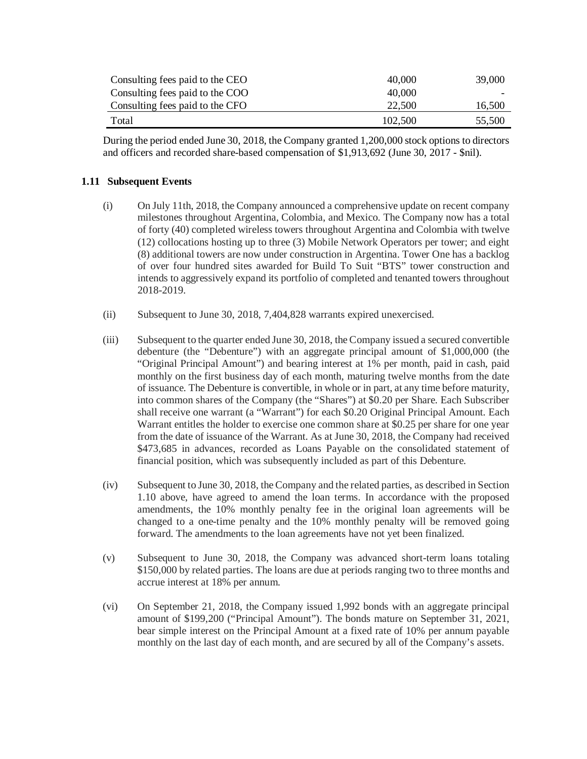| | | |
|---|---|---|
| Consulting fees paid to the CEO | 40,000 | 39,000 |
| Consulting fees paid to the COO | 40,000 | - |
| Consulting fees paid to the CFO | 22,500 | 16,500 |
| Total | 102,500 | 55,500 |

During the period ended June 30, 2018, the Company granted 1,200,000 stock options to directors and officers and recorded share-based compensation of $1,913,692 (June 30, 2017 - $nil).

### 1.11 Subsequent Events

(i) On July 11th, 2018, the Company announced a comprehensive update on recent company milestones throughout Argentina, Colombia, and Mexico. The Company now has a total of forty (40) completed wireless towers throughout Argentina and Colombia with twelve (12) collocations hosting up to three (3) Mobile Network Operators per tower; and eight (8) additional towers are now under construction in Argentina. Tower One has a backlog of over four hundred sites awarded for Build To Suit "BTS" tower construction and intends to aggressively expand its portfolio of completed and tenanted towers throughout 2018-2019.

(ii) Subsequent to June 30, 2018, 7,404,828 warrants expired unexercised.

(iii) Subsequent to the quarter ended June 30, 2018, the Company issued a secured convertible debenture (the "Debenture") with an aggregate principal amount of $1,000,000 (the "Original Principal Amount") and bearing interest at 1% per month, paid in cash, paid monthly on the first business day of each month, maturing twelve months from the date of issuance. The Debenture is convertible, in whole or in part, at any time before maturity, into common shares of the Company (the "Shares") at $0.20 per Share. Each Subscriber shall receive one warrant (a "Warrant") for each $0.20 Original Principal Amount. Each Warrant entitles the holder to exercise one common share at $0.25 per share for one year from the date of issuance of the Warrant. As at June 30, 2018, the Company had received $473,685 in advances, recorded as Loans Payable on the consolidated statement of financial position, which was subsequently included as part of this Debenture.

(iv) Subsequent to June 30, 2018, the Company and the related parties, as described in Section 1.10 above, have agreed to amend the loan terms. In accordance with the proposed amendments, the 10% monthly penalty fee in the original loan agreements will be changed to a one-time penalty and the 10% monthly penalty will be removed going forward. The amendments to the loan agreements have not yet been finalized.

(v) Subsequent to June 30, 2018, the Company was advanced short-term loans totaling $150,000 by related parties. The loans are due at periods ranging two to three months and accrue interest at 18% per annum.

(vi) On September 21, 2018, the Company issued 1,992 bonds with an aggregate principal amount of $199,200 ("Principal Amount"). The bonds mature on September 31, 2021, bear simple interest on the Principal Amount at a fixed rate of 10% per annum payable monthly on the last day of each month, and are secured by all of the Company's assets.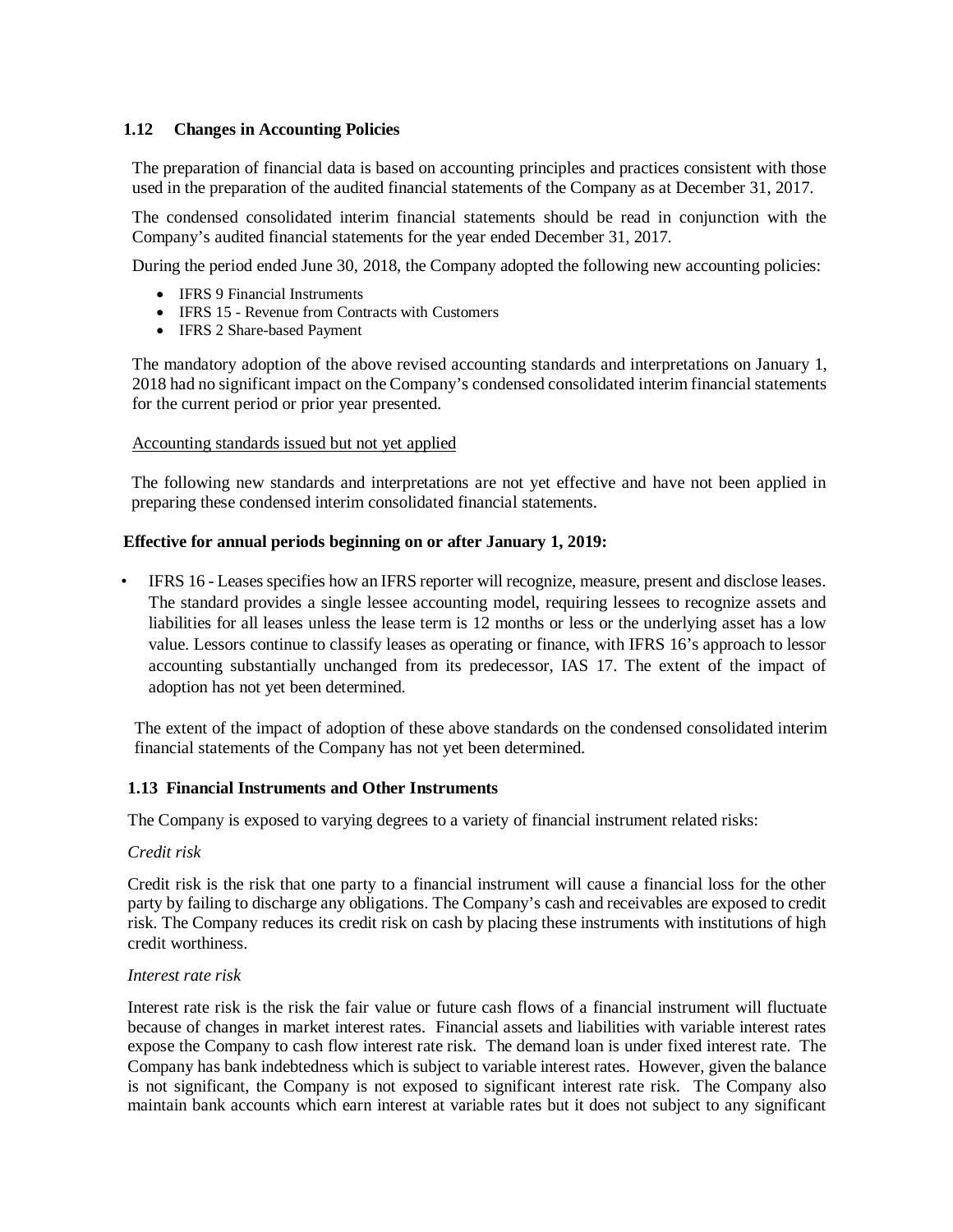### 1.12 Changes in Accounting Policies

The preparation of financial data is based on accounting principles and practices consistent with those used in the preparation of the audited financial statements of the Company as at December 31, 2017.

The condensed consolidated interim financial statements should be read in conjunction with the Company's audited financial statements for the year ended December 31, 2017.

During the period ended June 30, 2018, the Company adopted the following new accounting policies:

- IFRS 9 Financial Instruments
- IFRS 15 - Revenue from Contracts with Customers
- IFRS 2 Share-based Payment

The mandatory adoption of the above revised accounting standards and interpretations on January 1, 2018 had no significant impact on the Company's condensed consolidated interim financial statements for the current period or prior year presented.

<u>Accounting standards issued but not yet applied</u>

The following new standards and interpretations are not yet effective and have not been applied in preparing these condensed interim consolidated financial statements.

**Effective for annual periods beginning on or after January 1, 2019:**

- IFRS 16 - Leases specifies how an IFRS reporter will recognize, measure, present and disclose leases. The standard provides a single lessee accounting model, requiring lessees to recognize assets and liabilities for all leases unless the lease term is 12 months or less or the underlying asset has a low value. Lessors continue to classify leases as operating or finance, with IFRS 16's approach to lessor accounting substantially unchanged from its predecessor, IAS 17. The extent of the impact of adoption has not yet been determined.

The extent of the impact of adoption of these above standards on the condensed consolidated interim financial statements of the Company has not yet been determined.

### 1.13 Financial Instruments and Other Instruments

The Company is exposed to varying degrees to a variety of financial instrument related risks:

*Credit risk*

Credit risk is the risk that one party to a financial instrument will cause a financial loss for the other party by failing to discharge any obligations. The Company's cash and receivables are exposed to credit risk. The Company reduces its credit risk on cash by placing these instruments with institutions of high credit worthiness.

*Interest rate risk*

Interest rate risk is the risk the fair value or future cash flows of a financial instrument will fluctuate because of changes in market interest rates. Financial assets and liabilities with variable interest rates expose the Company to cash flow interest rate risk. The demand loan is under fixed interest rate. The Company has bank indebtedness which is subject to variable interest rates. However, given the balance is not significant, the Company is not exposed to significant interest rate risk. The Company also maintain bank accounts which earn interest at variable rates but it does not subject to any significant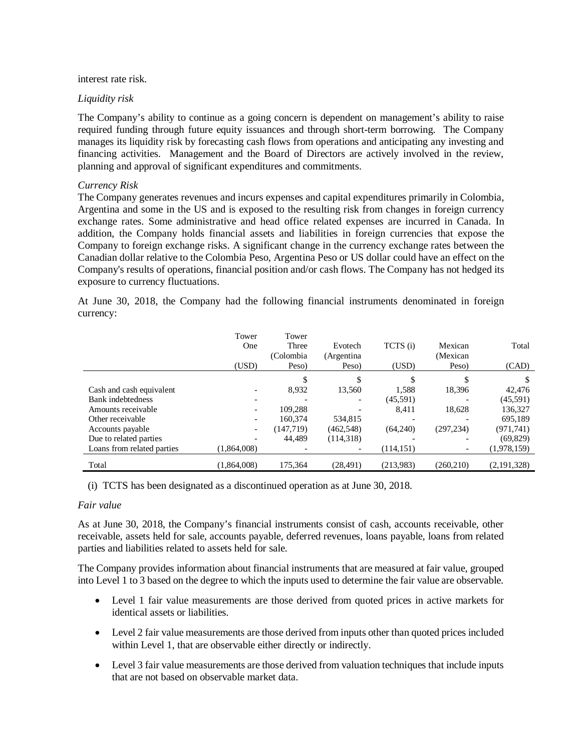interest rate risk.

*Liquidity risk*

The Company's ability to continue as a going concern is dependent on management's ability to raise required funding through future equity issuances and through short-term borrowing. The Company manages its liquidity risk by forecasting cash flows from operations and anticipating any investing and financing activities. Management and the Board of Directors are actively involved in the review, planning and approval of significant expenditures and commitments.

*Currency Risk*

The Company generates revenues and incurs expenses and capital expenditures primarily in Colombia, Argentina and some in the US and is exposed to the resulting risk from changes in foreign currency exchange rates. Some administrative and head office related expenses are incurred in Canada. In addition, the Company holds financial assets and liabilities in foreign currencies that expose the Company to foreign exchange risks. A significant change in the currency exchange rates between the Canadian dollar relative to the Colombia Peso, Argentina Peso or US dollar could have an effect on the Company's results of operations, financial position and/or cash flows. The Company has not hedged its exposure to currency fluctuations.

At June 30, 2018, the Company had the following financial instruments denominated in foreign currency:

| | Tower One (USD) | Tower Three (Colombia Peso) | Evotech (Argentina Peso) | TCTS (i) (USD) | Mexican (Mexican Peso) | Total (CAD) |
|---|---|---|---|---|---|---|
| | | $ | $ | $ | $ | $ |
| Cash and cash equivalent | - | 8,932 | 13,560 | 1,588 | 18,396 | 42,476 |
| Bank indebtedness | - | - | - | (45,591) | - | (45,591) |
| Amounts receivable | - | 109,288 | - | 8,411 | 18,628 | 136,327 |
| Other receivable | - | 160,374 | 534,815 | - | - | 695,189 |
| Accounts payable | - | (147,719) | (462,548) | (64,240) | (297,234) | (971,741) |
| Due to related parties | - | 44,489 | (114,318) | - | - | (69,829) |
| Loans from related parties | (1,864,008) | - | - | (114,151) | - | (1,978,159) |
| Total | (1,864,008) | 175,364 | (28,491) | (213,983) | (260,210) | (2,191,328) |

(i) TCTS has been designated as a discontinued operation as at June 30, 2018.

*Fair value*

As at June 30, 2018, the Company's financial instruments consist of cash, accounts receivable, other receivable, assets held for sale, accounts payable, deferred revenues, loans payable, loans from related parties and liabilities related to assets held for sale.

The Company provides information about financial instruments that are measured at fair value, grouped into Level 1 to 3 based on the degree to which the inputs used to determine the fair value are observable.

- Level 1 fair value measurements are those derived from quoted prices in active markets for identical assets or liabilities.
- Level 2 fair value measurements are those derived from inputs other than quoted prices included within Level 1, that are observable either directly or indirectly.
- Level 3 fair value measurements are those derived from valuation techniques that include inputs that are not based on observable market data.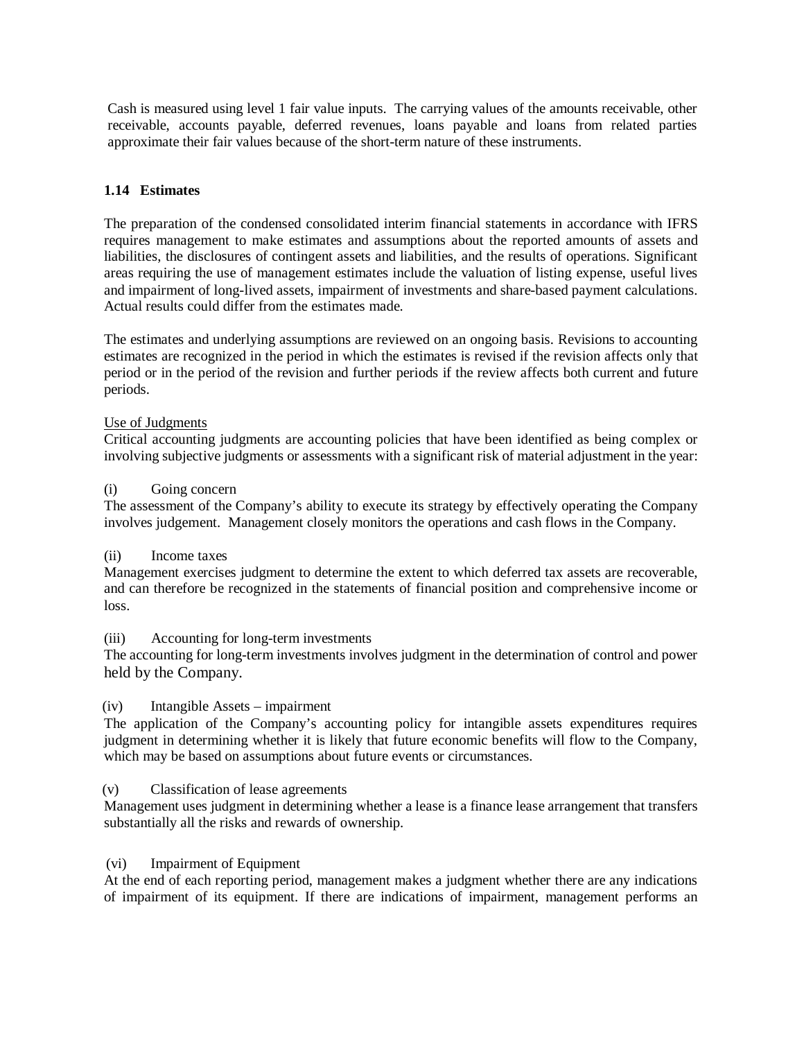Cash is measured using level 1 fair value inputs. The carrying values of the amounts receivable, other receivable, accounts payable, deferred revenues, loans payable and loans from related parties approximate their fair values because of the short-term nature of these instruments.

### 1.14 Estimates

The preparation of the condensed consolidated interim financial statements in accordance with IFRS requires management to make estimates and assumptions about the reported amounts of assets and liabilities, the disclosures of contingent assets and liabilities, and the results of operations. Significant areas requiring the use of management estimates include the valuation of listing expense, useful lives and impairment of long-lived assets, impairment of investments and share-based payment calculations. Actual results could differ from the estimates made.

The estimates and underlying assumptions are reviewed on an ongoing basis. Revisions to accounting estimates are recognized in the period in which the estimates is revised if the revision affects only that period or in the period of the revision and further periods if the review affects both current and future periods.

<u>Use of Judgments</u>
Critical accounting judgments are accounting policies that have been identified as being complex or involving subjective judgments or assessments with a significant risk of material adjustment in the year:

(i) Going concern
The assessment of the Company's ability to execute its strategy by effectively operating the Company involves judgement. Management closely monitors the operations and cash flows in the Company.

(ii) Income taxes
Management exercises judgment to determine the extent to which deferred tax assets are recoverable, and can therefore be recognized in the statements of financial position and comprehensive income or loss.

(iii) Accounting for long-term investments
The accounting for long-term investments involves judgment in the determination of control and power held by the Company.

(iv) Intangible Assets – impairment
The application of the Company's accounting policy for intangible assets expenditures requires judgment in determining whether it is likely that future economic benefits will flow to the Company, which may be based on assumptions about future events or circumstances.

(v) Classification of lease agreements
Management uses judgment in determining whether a lease is a finance lease arrangement that transfers substantially all the risks and rewards of ownership.

(vi) Impairment of Equipment
At the end of each reporting period, management makes a judgment whether there are any indications of impairment of its equipment. If there are indications of impairment, management performs an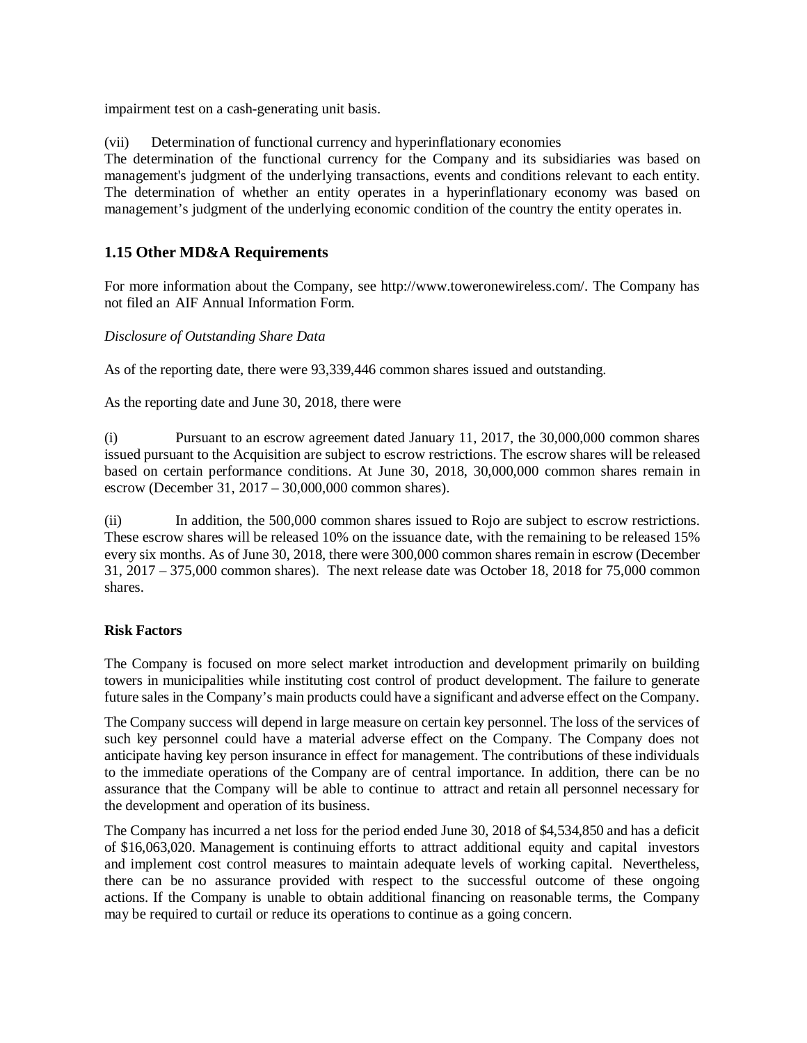impairment test on a cash-generating unit basis.

(vii) Determination of functional currency and hyperinflationary economies

The determination of the functional currency for the Company and its subsidiaries was based on management's judgment of the underlying transactions, events and conditions relevant to each entity. The determination of whether an entity operates in a hyperinflationary economy was based on management's judgment of the underlying economic condition of the country the entity operates in.

## 1.15 Other MD&A Requirements

For more information about the Company, see http://www.toweronewireless.com/. The Company has not filed an AIF Annual Information Form.

*Disclosure of Outstanding Share Data*

As of the reporting date, there were 93,339,446 common shares issued and outstanding.

As the reporting date and June 30, 2018, there were

(i) Pursuant to an escrow agreement dated January 11, 2017, the 30,000,000 common shares issued pursuant to the Acquisition are subject to escrow restrictions. The escrow shares will be released based on certain performance conditions. At June 30, 2018, 30,000,000 common shares remain in escrow (December 31, 2017 – 30,000,000 common shares).

(ii) In addition, the 500,000 common shares issued to Rojo are subject to escrow restrictions. These escrow shares will be released 10% on the issuance date, with the remaining to be released 15% every six months. As of June 30, 2018, there were 300,000 common shares remain in escrow (December 31, 2017 – 375,000 common shares). The next release date was October 18, 2018 for 75,000 common shares.

**Risk Factors**

The Company is focused on more select market introduction and development primarily on building towers in municipalities while instituting cost control of product development. The failure to generate future sales in the Company's main products could have a significant and adverse effect on the Company.

The Company success will depend in large measure on certain key personnel. The loss of the services of such key personnel could have a material adverse effect on the Company. The Company does not anticipate having key person insurance in effect for management. The contributions of these individuals to the immediate operations of the Company are of central importance. In addition, there can be no assurance that the Company will be able to continue to attract and retain all personnel necessary for the development and operation of its business.

The Company has incurred a net loss for the period ended June 30, 2018 of $4,534,850 and has a deficit of $16,063,020. Management is continuing efforts to attract additional equity and capital investors and implement cost control measures to maintain adequate levels of working capital. Nevertheless, there can be no assurance provided with respect to the successful outcome of these ongoing actions. If the Company is unable to obtain additional financing on reasonable terms, the Company may be required to curtail or reduce its operations to continue as a going concern.